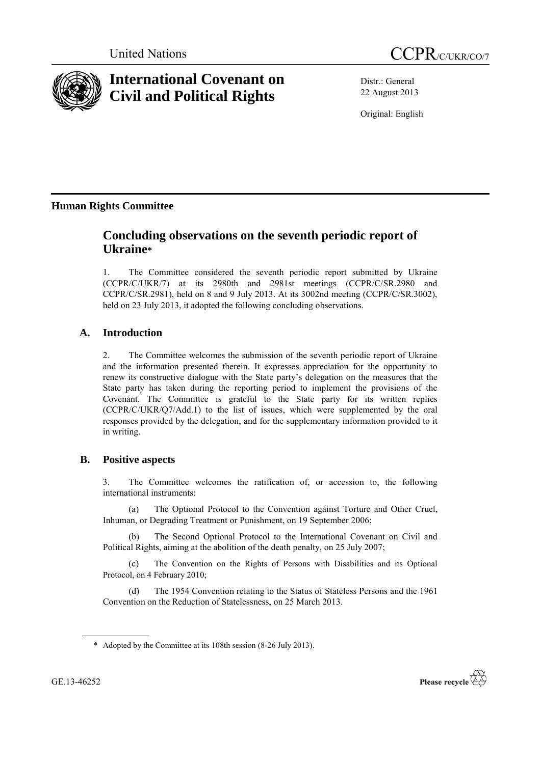United Nations

CCPR/C/UKR/CO/7

# International Covenant on Civil and Political Rights

Distr.: General
22 August 2013

Original: English

## Human Rights Committee

# Concluding observations on the seventh periodic report of Ukraine*

1. The Committee considered the seventh periodic report submitted by Ukraine (CCPR/C/UKR/7) at its 2980th and 2981st meetings (CCPR/C/SR.2980 and CCPR/C/SR.2981), held on 8 and 9 July 2013. At its 3002nd meeting (CCPR/C/SR.3002), held on 23 July 2013, it adopted the following concluding observations.

## A. Introduction

2. The Committee welcomes the submission of the seventh periodic report of Ukraine and the information presented therein. It expresses appreciation for the opportunity to renew its constructive dialogue with the State party's delegation on the measures that the State party has taken during the reporting period to implement the provisions of the Covenant. The Committee is grateful to the State party for its written replies (CCPR/C/UKR/Q7/Add.1) to the list of issues, which were supplemented by the oral responses provided by the delegation, and for the supplementary information provided to it in writing.

## B. Positive aspects

3. The Committee welcomes the ratification of, or accession to, the following international instruments:

(a) The Optional Protocol to the Convention against Torture and Other Cruel, Inhuman, or Degrading Treatment or Punishment, on 19 September 2006;

(b) The Second Optional Protocol to the International Covenant on Civil and Political Rights, aiming at the abolition of the death penalty, on 25 July 2007;

(c) The Convention on the Rights of Persons with Disabilities and its Optional Protocol, on 4 February 2010;

(d) The 1954 Convention relating to the Status of Stateless Persons and the 1961 Convention on the Reduction of Statelessness, on 25 March 2013.

\* Adopted by the Committee at its 108th session (8-26 July 2013).

GE.13-46252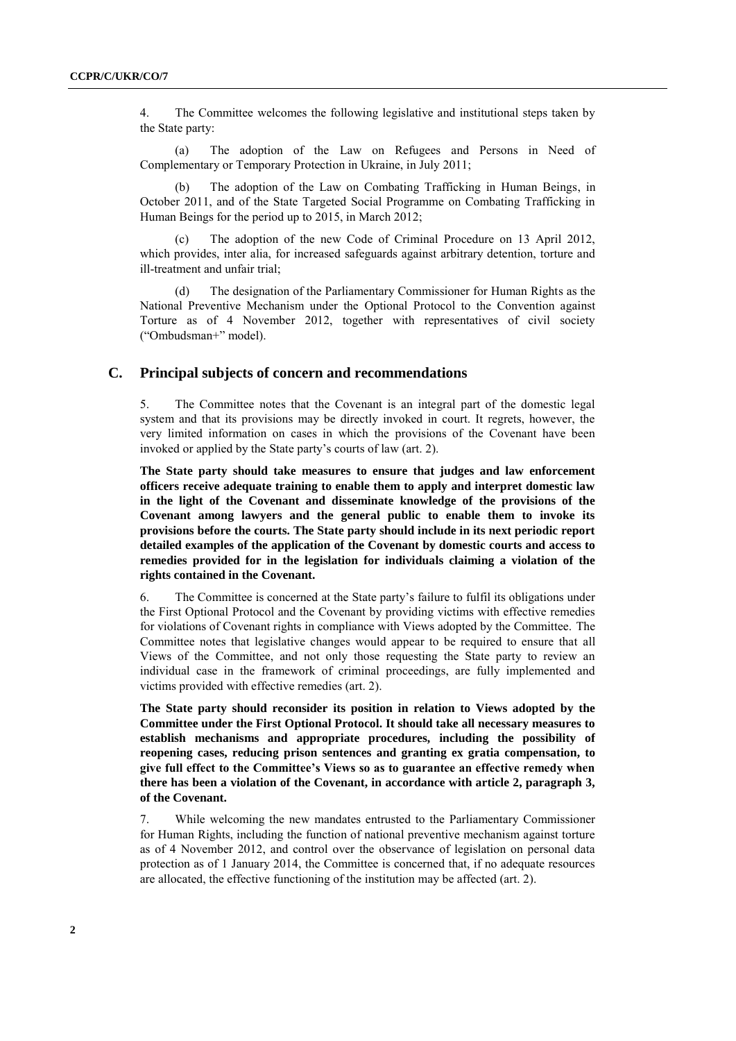4. The Committee welcomes the following legislative and institutional steps taken by the State party:

(a) The adoption of the Law on Refugees and Persons in Need of Complementary or Temporary Protection in Ukraine, in July 2011;

(b) The adoption of the Law on Combating Trafficking in Human Beings, in October 2011, and of the State Targeted Social Programme on Combating Trafficking in Human Beings for the period up to 2015, in March 2012;

(c) The adoption of the new Code of Criminal Procedure on 13 April 2012, which provides, inter alia, for increased safeguards against arbitrary detention, torture and ill-treatment and unfair trial;

(d) The designation of the Parliamentary Commissioner for Human Rights as the National Preventive Mechanism under the Optional Protocol to the Convention against Torture as of 4 November 2012, together with representatives of civil society ("Ombudsman+" model).

## C. Principal subjects of concern and recommendations

5. The Committee notes that the Covenant is an integral part of the domestic legal system and that its provisions may be directly invoked in court. It regrets, however, the very limited information on cases in which the provisions of the Covenant have been invoked or applied by the State party's courts of law (art. 2).

**The State party should take measures to ensure that judges and law enforcement officers receive adequate training to enable them to apply and interpret domestic law in the light of the Covenant and disseminate knowledge of the provisions of the Covenant among lawyers and the general public to enable them to invoke its provisions before the courts. The State party should include in its next periodic report detailed examples of the application of the Covenant by domestic courts and access to remedies provided for in the legislation for individuals claiming a violation of the rights contained in the Covenant.**

6. The Committee is concerned at the State party's failure to fulfil its obligations under the First Optional Protocol and the Covenant by providing victims with effective remedies for violations of Covenant rights in compliance with Views adopted by the Committee. The Committee notes that legislative changes would appear to be required to ensure that all Views of the Committee, and not only those requesting the State party to review an individual case in the framework of criminal proceedings, are fully implemented and victims provided with effective remedies (art. 2).

**The State party should reconsider its position in relation to Views adopted by the Committee under the First Optional Protocol. It should take all necessary measures to establish mechanisms and appropriate procedures, including the possibility of reopening cases, reducing prison sentences and granting ex gratia compensation, to give full effect to the Committee's Views so as to guarantee an effective remedy when there has been a violation of the Covenant, in accordance with article 2, paragraph 3, of the Covenant.**

7. While welcoming the new mandates entrusted to the Parliamentary Commissioner for Human Rights, including the function of national preventive mechanism against torture as of 4 November 2012, and control over the observance of legislation on personal data protection as of 1 January 2014, the Committee is concerned that, if no adequate resources are allocated, the effective functioning of the institution may be affected (art. 2).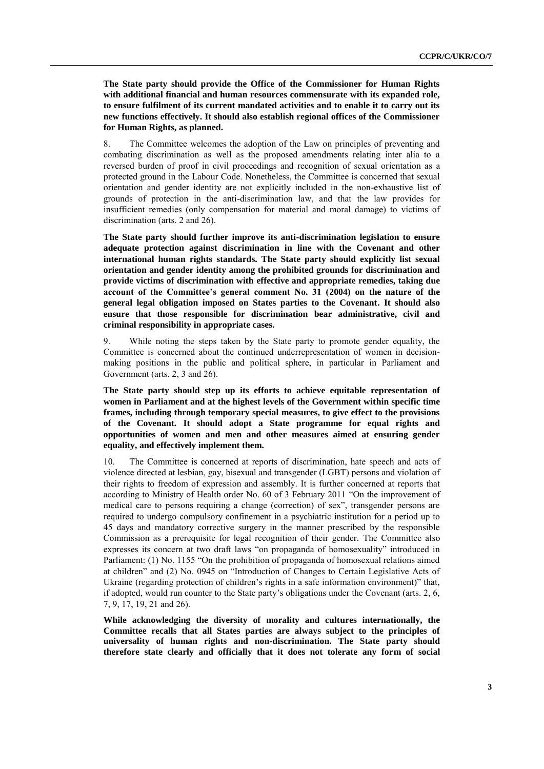**The State party should provide the Office of the Commissioner for Human Rights with additional financial and human resources commensurate with its expanded role, to ensure fulfilment of its current mandated activities and to enable it to carry out its new functions effectively. It should also establish regional offices of the Commissioner for Human Rights, as planned.**

8. The Committee welcomes the adoption of the Law on principles of preventing and combating discrimination as well as the proposed amendments relating inter alia to a reversed burden of proof in civil proceedings and recognition of sexual orientation as a protected ground in the Labour Code. Nonetheless, the Committee is concerned that sexual orientation and gender identity are not explicitly included in the non-exhaustive list of grounds of protection in the anti-discrimination law, and that the law provides for insufficient remedies (only compensation for material and moral damage) to victims of discrimination (arts. 2 and 26).

**The State party should further improve its anti-discrimination legislation to ensure adequate protection against discrimination in line with the Covenant and other international human rights standards. The State party should explicitly list sexual orientation and gender identity among the prohibited grounds for discrimination and provide victims of discrimination with effective and appropriate remedies, taking due account of the Committee's general comment No. 31 (2004) on the nature of the general legal obligation imposed on States parties to the Covenant. It should also ensure that those responsible for discrimination bear administrative, civil and criminal responsibility in appropriate cases.**

9. While noting the steps taken by the State party to promote gender equality, the Committee is concerned about the continued underrepresentation of women in decision-making positions in the public and political sphere, in particular in Parliament and Government (arts. 2, 3 and 26).

**The State party should step up its efforts to achieve equitable representation of women in Parliament and at the highest levels of the Government within specific time frames, including through temporary special measures, to give effect to the provisions of the Covenant. It should adopt a State programme for equal rights and opportunities of women and men and other measures aimed at ensuring gender equality, and effectively implement them.**

10. The Committee is concerned at reports of discrimination, hate speech and acts of violence directed at lesbian, gay, bisexual and transgender (LGBT) persons and violation of their rights to freedom of expression and assembly. It is further concerned at reports that according to Ministry of Health order No. 60 of 3 February 2011 "On the improvement of medical care to persons requiring a change (correction) of sex", transgender persons are required to undergo compulsory confinement in a psychiatric institution for a period up to 45 days and mandatory corrective surgery in the manner prescribed by the responsible Commission as a prerequisite for legal recognition of their gender. The Committee also expresses its concern at two draft laws "on propaganda of homosexuality" introduced in Parliament: (1) No. 1155 "On the prohibition of propaganda of homosexual relations aimed at children" and (2) No. 0945 on "Introduction of Changes to Certain Legislative Acts of Ukraine (regarding protection of children's rights in a safe information environment)" that, if adopted, would run counter to the State party's obligations under the Covenant (arts. 2, 6, 7, 9, 17, 19, 21 and 26).

**While acknowledging the diversity of morality and cultures internationally, the Committee recalls that all States parties are always subject to the principles of universality of human rights and non-discrimination. The State party should therefore state clearly and officially that it does not tolerate any form of social**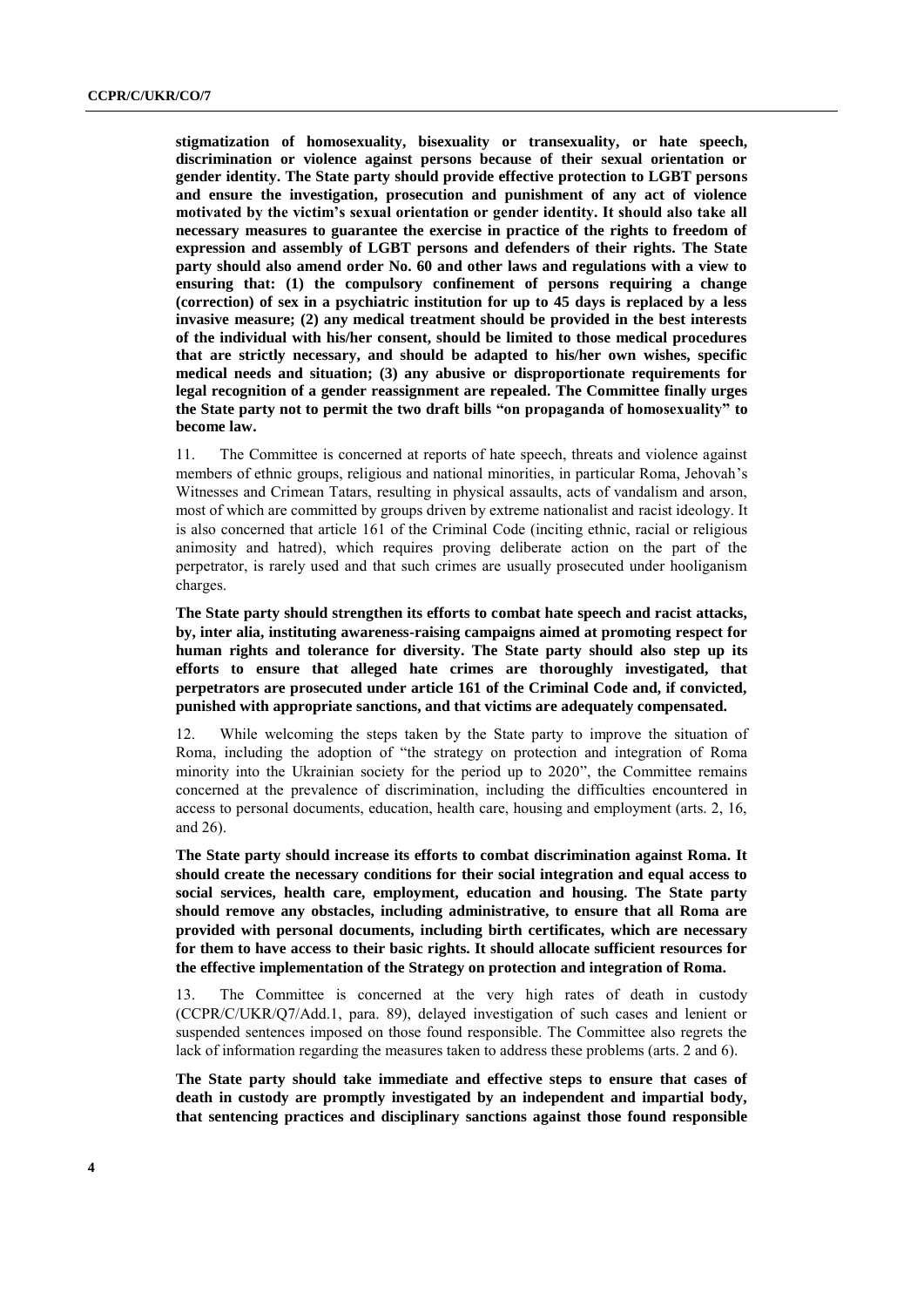**stigmatization of homosexuality, bisexuality or transexuality, or hate speech, discrimination or violence against persons because of their sexual orientation or gender identity. The State party should provide effective protection to LGBT persons and ensure the investigation, prosecution and punishment of any act of violence motivated by the victim's sexual orientation or gender identity. It should also take all necessary measures to guarantee the exercise in practice of the rights to freedom of expression and assembly of LGBT persons and defenders of their rights. The State party should also amend order No. 60 and other laws and regulations with a view to ensuring that: (1) the compulsory confinement of persons requiring a change (correction) of sex in a psychiatric institution for up to 45 days is replaced by a less invasive measure; (2) any medical treatment should be provided in the best interests of the individual with his/her consent, should be limited to those medical procedures that are strictly necessary, and should be adapted to his/her own wishes, specific medical needs and situation; (3) any abusive or disproportionate requirements for legal recognition of a gender reassignment are repealed. The Committee finally urges the State party not to permit the two draft bills "on propaganda of homosexuality" to become law.**

11. The Committee is concerned at reports of hate speech, threats and violence against members of ethnic groups, religious and national minorities, in particular Roma, Jehovah's Witnesses and Crimean Tatars, resulting in physical assaults, acts of vandalism and arson, most of which are committed by groups driven by extreme nationalist and racist ideology. It is also concerned that article 161 of the Criminal Code (inciting ethnic, racial or religious animosity and hatred), which requires proving deliberate action on the part of the perpetrator, is rarely used and that such crimes are usually prosecuted under hooliganism charges.

**The State party should strengthen its efforts to combat hate speech and racist attacks, by, inter alia, instituting awareness-raising campaigns aimed at promoting respect for human rights and tolerance for diversity. The State party should also step up its efforts to ensure that alleged hate crimes are thoroughly investigated, that perpetrators are prosecuted under article 161 of the Criminal Code and, if convicted, punished with appropriate sanctions, and that victims are adequately compensated.**

12. While welcoming the steps taken by the State party to improve the situation of Roma, including the adoption of "the strategy on protection and integration of Roma minority into the Ukrainian society for the period up to 2020", the Committee remains concerned at the prevalence of discrimination, including the difficulties encountered in access to personal documents, education, health care, housing and employment (arts. 2, 16, and 26).

**The State party should increase its efforts to combat discrimination against Roma. It should create the necessary conditions for their social integration and equal access to social services, health care, employment, education and housing. The State party should remove any obstacles, including administrative, to ensure that all Roma are provided with personal documents, including birth certificates, which are necessary for them to have access to their basic rights. It should allocate sufficient resources for the effective implementation of the Strategy on protection and integration of Roma.**

13. The Committee is concerned at the very high rates of death in custody (CCPR/C/UKR/Q7/Add.1, para. 89), delayed investigation of such cases and lenient or suspended sentences imposed on those found responsible. The Committee also regrets the lack of information regarding the measures taken to address these problems (arts. 2 and 6).

**The State party should take immediate and effective steps to ensure that cases of death in custody are promptly investigated by an independent and impartial body, that sentencing practices and disciplinary sanctions against those found responsible**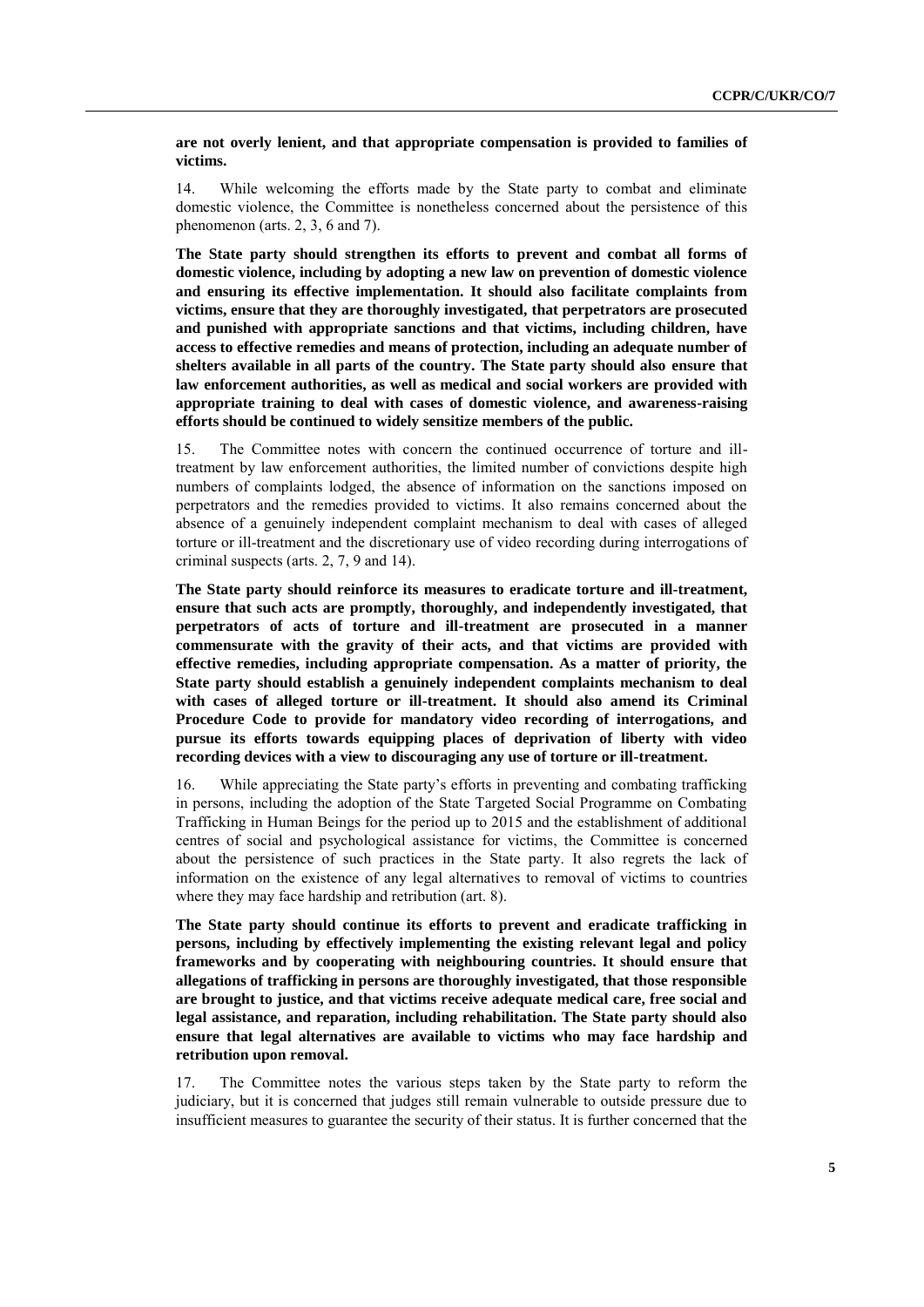**are not overly lenient, and that appropriate compensation is provided to families of victims.**

14. While welcoming the efforts made by the State party to combat and eliminate domestic violence, the Committee is nonetheless concerned about the persistence of this phenomenon (arts. 2, 3, 6 and 7).

**The State party should strengthen its efforts to prevent and combat all forms of domestic violence, including by adopting a new law on prevention of domestic violence and ensuring its effective implementation. It should also facilitate complaints from victims, ensure that they are thoroughly investigated, that perpetrators are prosecuted and punished with appropriate sanctions and that victims, including children, have access to effective remedies and means of protection, including an adequate number of shelters available in all parts of the country. The State party should also ensure that law enforcement authorities, as well as medical and social workers are provided with appropriate training to deal with cases of domestic violence, and awareness-raising efforts should be continued to widely sensitize members of the public.**

15. The Committee notes with concern the continued occurrence of torture and ill-treatment by law enforcement authorities, the limited number of convictions despite high numbers of complaints lodged, the absence of information on the sanctions imposed on perpetrators and the remedies provided to victims. It also remains concerned about the absence of a genuinely independent complaint mechanism to deal with cases of alleged torture or ill-treatment and the discretionary use of video recording during interrogations of criminal suspects (arts. 2, 7, 9 and 14).

**The State party should reinforce its measures to eradicate torture and ill-treatment, ensure that such acts are promptly, thoroughly, and independently investigated, that perpetrators of acts of torture and ill-treatment are prosecuted in a manner commensurate with the gravity of their acts, and that victims are provided with effective remedies, including appropriate compensation. As a matter of priority, the State party should establish a genuinely independent complaints mechanism to deal with cases of alleged torture or ill-treatment. It should also amend its Criminal Procedure Code to provide for mandatory video recording of interrogations, and pursue its efforts towards equipping places of deprivation of liberty with video recording devices with a view to discouraging any use of torture or ill-treatment.**

16. While appreciating the State party's efforts in preventing and combating trafficking in persons, including the adoption of the State Targeted Social Programme on Combating Trafficking in Human Beings for the period up to 2015 and the establishment of additional centres of social and psychological assistance for victims, the Committee is concerned about the persistence of such practices in the State party. It also regrets the lack of information on the existence of any legal alternatives to removal of victims to countries where they may face hardship and retribution (art. 8).

**The State party should continue its efforts to prevent and eradicate trafficking in persons, including by effectively implementing the existing relevant legal and policy frameworks and by cooperating with neighbouring countries. It should ensure that allegations of trafficking in persons are thoroughly investigated, that those responsible are brought to justice, and that victims receive adequate medical care, free social and legal assistance, and reparation, including rehabilitation. The State party should also ensure that legal alternatives are available to victims who may face hardship and retribution upon removal.**

17. The Committee notes the various steps taken by the State party to reform the judiciary, but it is concerned that judges still remain vulnerable to outside pressure due to insufficient measures to guarantee the security of their status. It is further concerned that the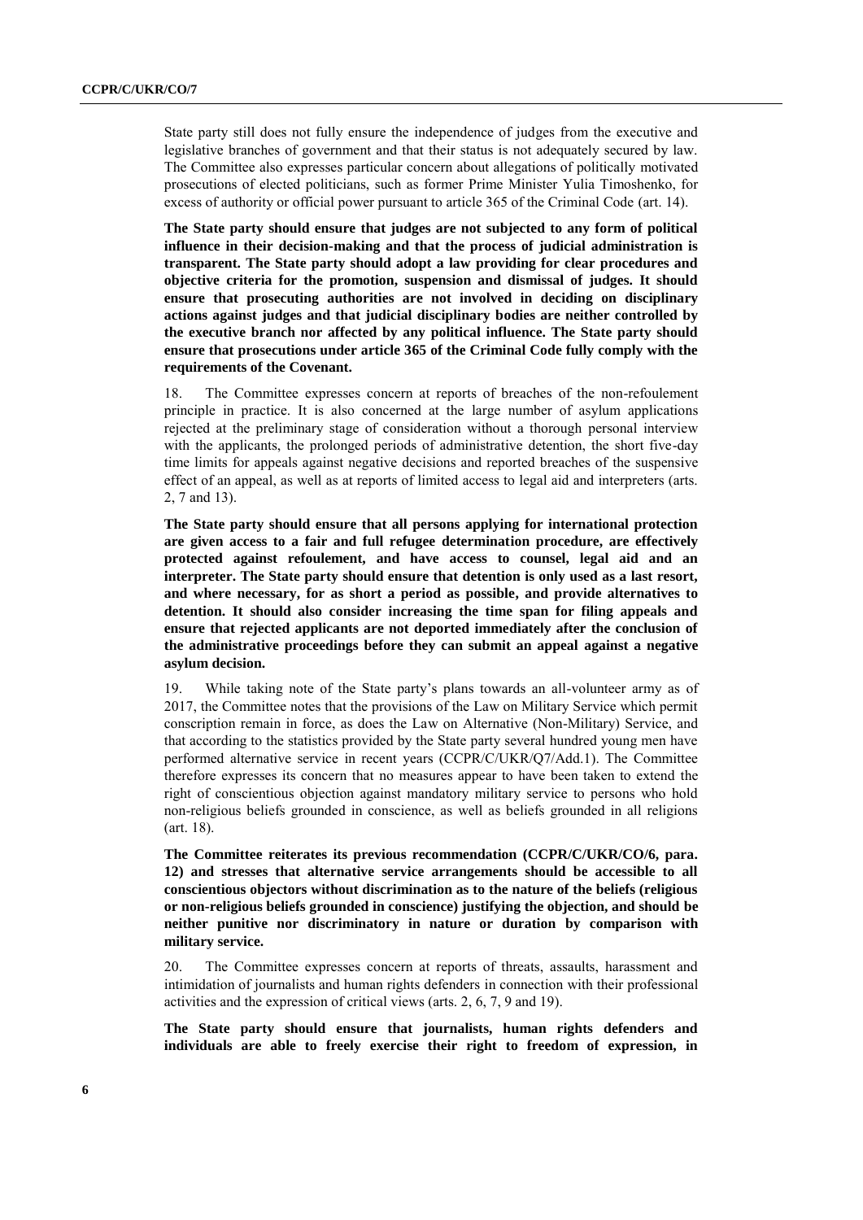State party still does not fully ensure the independence of judges from the executive and legislative branches of government and that their status is not adequately secured by law. The Committee also expresses particular concern about allegations of politically motivated prosecutions of elected politicians, such as former Prime Minister Yulia Timoshenko, for excess of authority or official power pursuant to article 365 of the Criminal Code (art. 14).

**The State party should ensure that judges are not subjected to any form of political influence in their decision-making and that the process of judicial administration is transparent. The State party should adopt a law providing for clear procedures and objective criteria for the promotion, suspension and dismissal of judges. It should ensure that prosecuting authorities are not involved in deciding on disciplinary actions against judges and that judicial disciplinary bodies are neither controlled by the executive branch nor affected by any political influence. The State party should ensure that prosecutions under article 365 of the Criminal Code fully comply with the requirements of the Covenant.**

18. The Committee expresses concern at reports of breaches of the non-refoulement principle in practice. It is also concerned at the large number of asylum applications rejected at the preliminary stage of consideration without a thorough personal interview with the applicants, the prolonged periods of administrative detention, the short five-day time limits for appeals against negative decisions and reported breaches of the suspensive effect of an appeal, as well as at reports of limited access to legal aid and interpreters (arts. 2, 7 and 13).

**The State party should ensure that all persons applying for international protection are given access to a fair and full refugee determination procedure, are effectively protected against refoulement, and have access to counsel, legal aid and an interpreter. The State party should ensure that detention is only used as a last resort, and where necessary, for as short a period as possible, and provide alternatives to detention. It should also consider increasing the time span for filing appeals and ensure that rejected applicants are not deported immediately after the conclusion of the administrative proceedings before they can submit an appeal against a negative asylum decision.**

19. While taking note of the State party's plans towards an all-volunteer army as of 2017, the Committee notes that the provisions of the Law on Military Service which permit conscription remain in force, as does the Law on Alternative (Non-Military) Service, and that according to the statistics provided by the State party several hundred young men have performed alternative service in recent years (CCPR/C/UKR/Q7/Add.1). The Committee therefore expresses its concern that no measures appear to have been taken to extend the right of conscientious objection against mandatory military service to persons who hold non-religious beliefs grounded in conscience, as well as beliefs grounded in all religions (art. 18).

**The Committee reiterates its previous recommendation (CCPR/C/UKR/CO/6, para. 12) and stresses that alternative service arrangements should be accessible to all conscientious objectors without discrimination as to the nature of the beliefs (religious or non-religious beliefs grounded in conscience) justifying the objection, and should be neither punitive nor discriminatory in nature or duration by comparison with military service.**

20. The Committee expresses concern at reports of threats, assaults, harassment and intimidation of journalists and human rights defenders in connection with their professional activities and the expression of critical views (arts. 2, 6, 7, 9 and 19).

**The State party should ensure that journalists, human rights defenders and individuals are able to freely exercise their right to freedom of expression, in**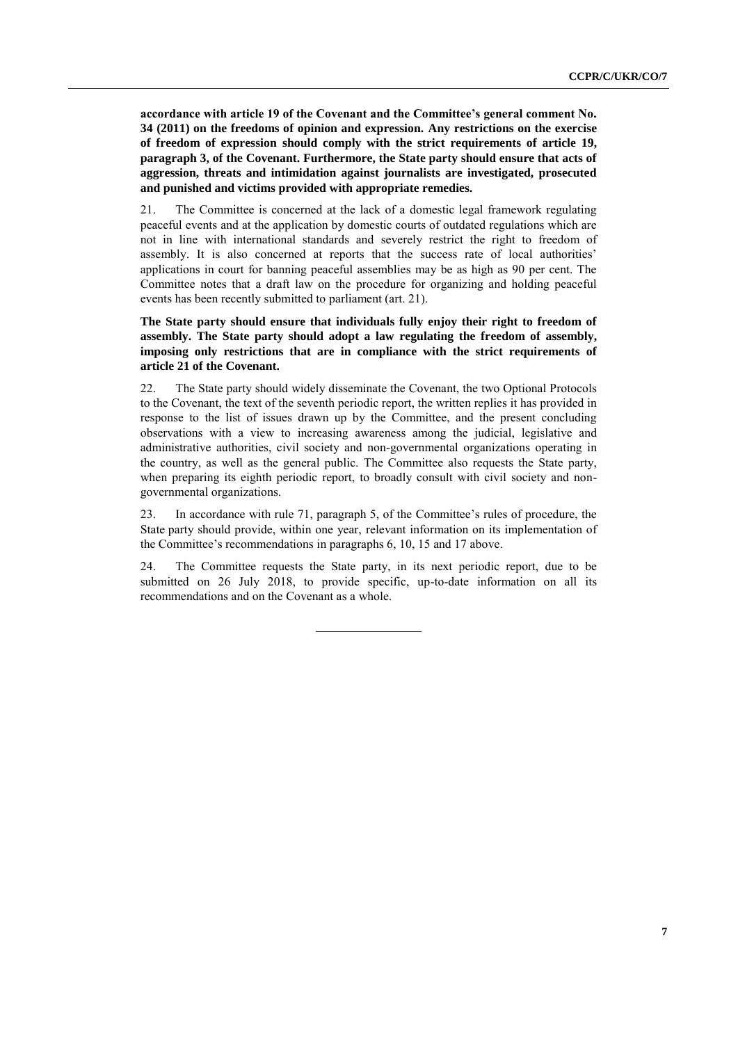**accordance with article 19 of the Covenant and the Committee's general comment No. 34 (2011) on the freedoms of opinion and expression. Any restrictions on the exercise of freedom of expression should comply with the strict requirements of article 19, paragraph 3, of the Covenant. Furthermore, the State party should ensure that acts of aggression, threats and intimidation against journalists are investigated, prosecuted and punished and victims provided with appropriate remedies.**

21. The Committee is concerned at the lack of a domestic legal framework regulating peaceful events and at the application by domestic courts of outdated regulations which are not in line with international standards and severely restrict the right to freedom of assembly. It is also concerned at reports that the success rate of local authorities' applications in court for banning peaceful assemblies may be as high as 90 per cent. The Committee notes that a draft law on the procedure for organizing and holding peaceful events has been recently submitted to parliament (art. 21).

**The State party should ensure that individuals fully enjoy their right to freedom of assembly. The State party should adopt a law regulating the freedom of assembly, imposing only restrictions that are in compliance with the strict requirements of article 21 of the Covenant.**

22. The State party should widely disseminate the Covenant, the two Optional Protocols to the Covenant, the text of the seventh periodic report, the written replies it has provided in response to the list of issues drawn up by the Committee, and the present concluding observations with a view to increasing awareness among the judicial, legislative and administrative authorities, civil society and non-governmental organizations operating in the country, as well as the general public. The Committee also requests the State party, when preparing its eighth periodic report, to broadly consult with civil society and non-governmental organizations.

23. In accordance with rule 71, paragraph 5, of the Committee's rules of procedure, the State party should provide, within one year, relevant information on its implementation of the Committee's recommendations in paragraphs 6, 10, 15 and 17 above.

24. The Committee requests the State party, in its next periodic report, due to be submitted on 26 July 2018, to provide specific, up-to-date information on all its recommendations and on the Covenant as a whole.

---